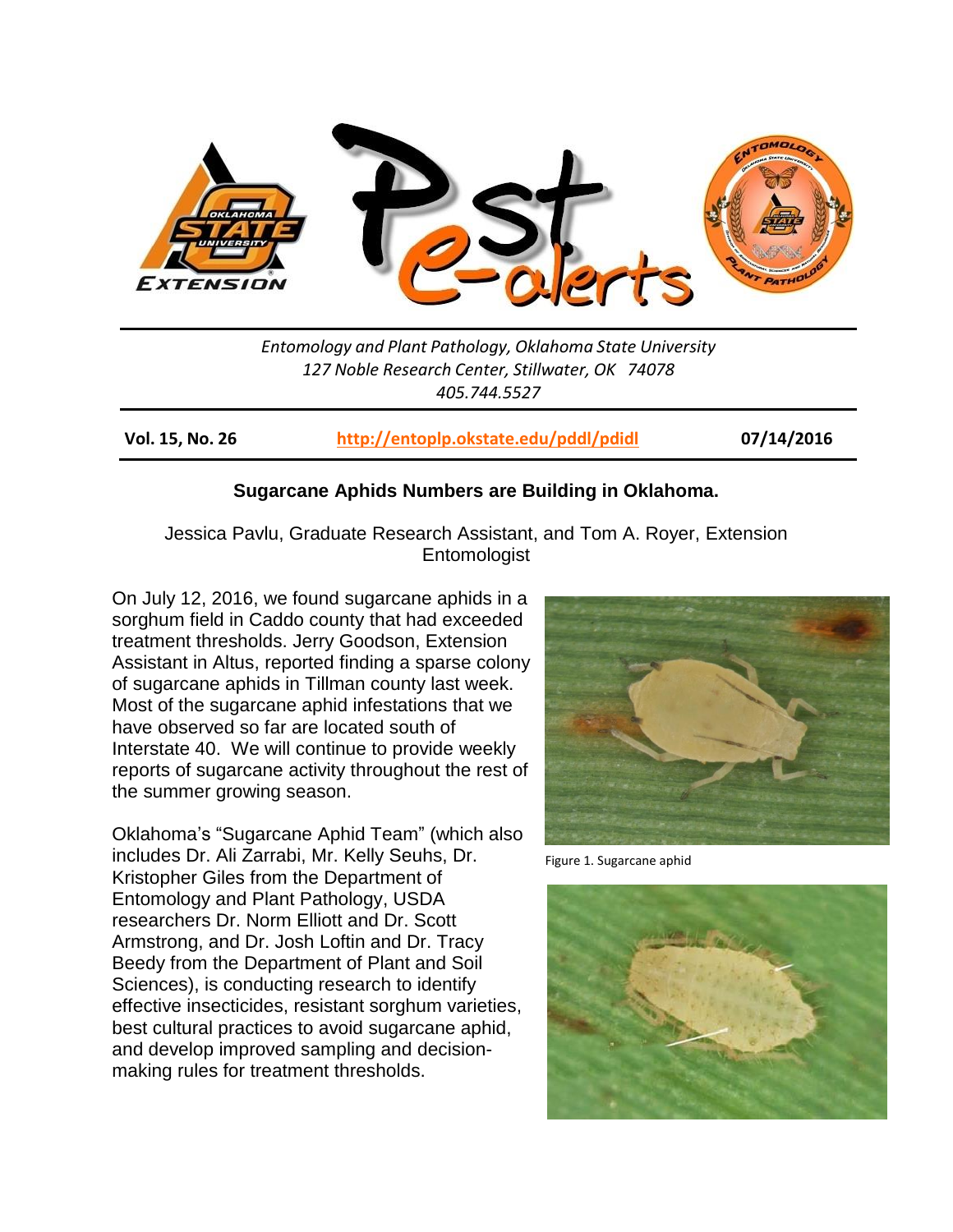*Entomology and Plant Pathology, Oklahoma State University*
*127 Noble Research Center, Stillwater, OK 74078*
*405.744.5527*

| **Vol. 15, No. 26** | **http://entoplp.okstate.edu/pddl/pdidl** | **07/14/2016** |
|---|---|---|

## Sugarcane Aphids Numbers are Building in Oklahoma.

Jessica Pavlu, Graduate Research Assistant, and Tom A. Royer, Extension Entomologist

On July 12, 2016, we found sugarcane aphids in a sorghum field in Caddo county that had exceeded treatment thresholds. Jerry Goodson, Extension Assistant in Altus, reported finding a sparse colony of sugarcane aphids in Tillman county last week. Most of the sugarcane aphid infestations that we have observed so far are located south of Interstate 40. We will continue to provide weekly reports of sugarcane activity throughout the rest of the summer growing season.

Oklahoma's "Sugarcane Aphid Team" (which also includes Dr. Ali Zarrabi, Mr. Kelly Seuhs, Dr. Kristopher Giles from the Department of Entomology and Plant Pathology, USDA researchers Dr. Norm Elliott and Dr. Scott Armstrong, and Dr. Josh Loftin and Dr. Tracy Beedy from the Department of Plant and Soil Sciences), is conducting research to identify effective insecticides, resistant sorghum varieties, best cultural practices to avoid sugarcane aphid, and develop improved sampling and decision-making rules for treatment thresholds.

Figure 1. Sugarcane aphid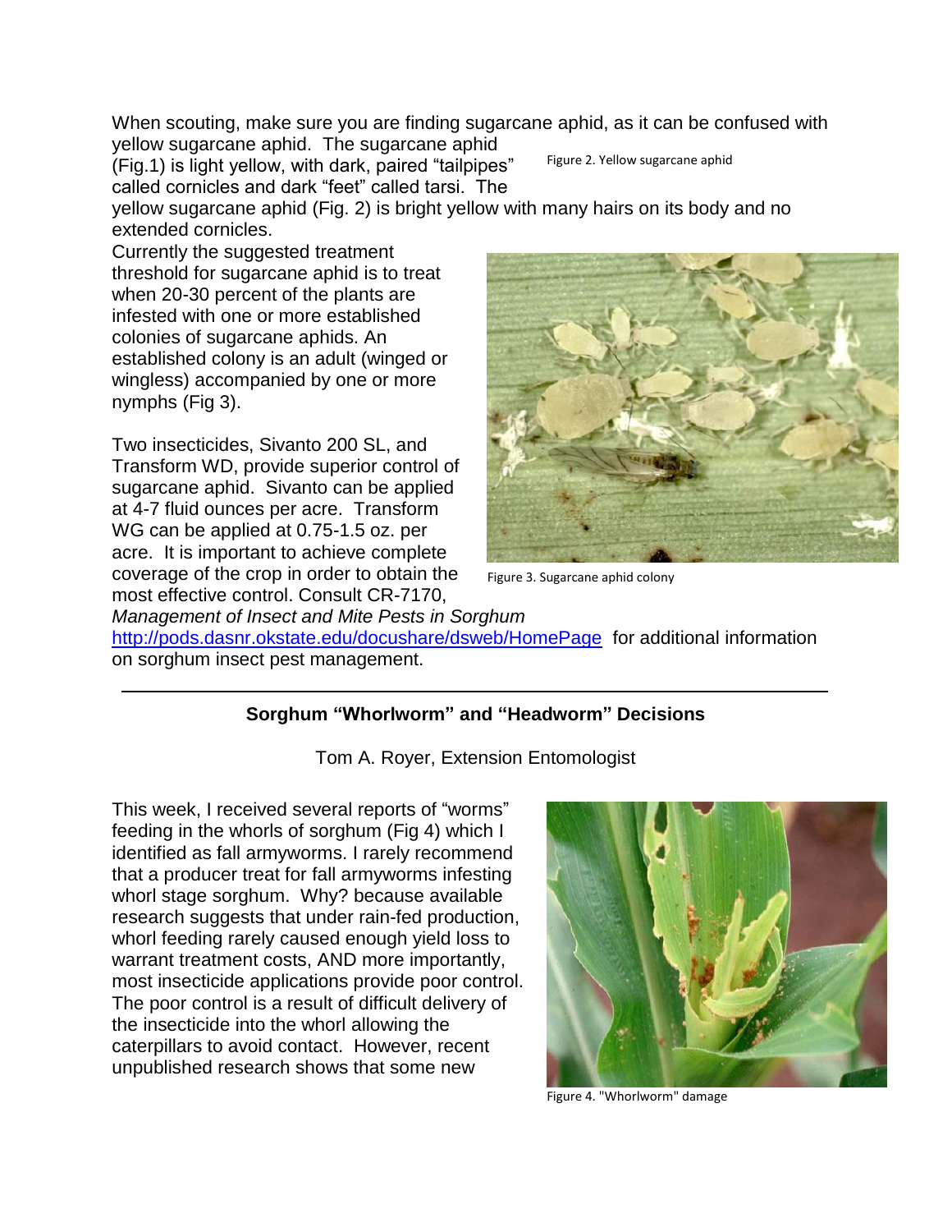When scouting, make sure you are finding sugarcane aphid, as it can be confused with yellow sugarcane aphid. The sugarcane aphid (Fig.1) is light yellow, with dark, paired "tailpipes" called cornicles and dark "feet" called tarsi. The yellow sugarcane aphid (Fig. 2) is bright yellow with many hairs on its body and no extended cornicles.

Figure 2. Yellow sugarcane aphid

Currently the suggested treatment threshold for sugarcane aphid is to treat when 20-30 percent of the plants are infested with one or more established colonies of sugarcane aphids. An established colony is an adult (winged or wingless) accompanied by one or more nymphs (Fig 3).

Two insecticides, Sivanto 200 SL, and Transform WD, provide superior control of sugarcane aphid. Sivanto can be applied at 4-7 fluid ounces per acre. Transform WG can be applied at 0.75-1.5 oz. per acre. It is important to achieve complete coverage of the crop in order to obtain the most effective control. Consult CR-7170, *Management of Insect and Mite Pests in Sorghum* http://pods.dasnr.okstate.edu/docushare/dsweb/HomePage for additional information on sorghum insect pest management.

Figure 3. Sugarcane aphid colony

---

## Sorghum "Whorlworm" and "Headworm" Decisions

Tom A. Royer, Extension Entomologist

This week, I received several reports of "worms" feeding in the whorls of sorghum (Fig 4) which I identified as fall armyworms. I rarely recommend that a producer treat for fall armyworms infesting whorl stage sorghum. Why? because available research suggests that under rain-fed production, whorl feeding rarely caused enough yield loss to warrant treatment costs, AND more importantly, most insecticide applications provide poor control. The poor control is a result of difficult delivery of the insecticide into the whorl allowing the caterpillars to avoid contact. However, recent unpublished research shows that some new

Figure 4. "Whorlworm" damage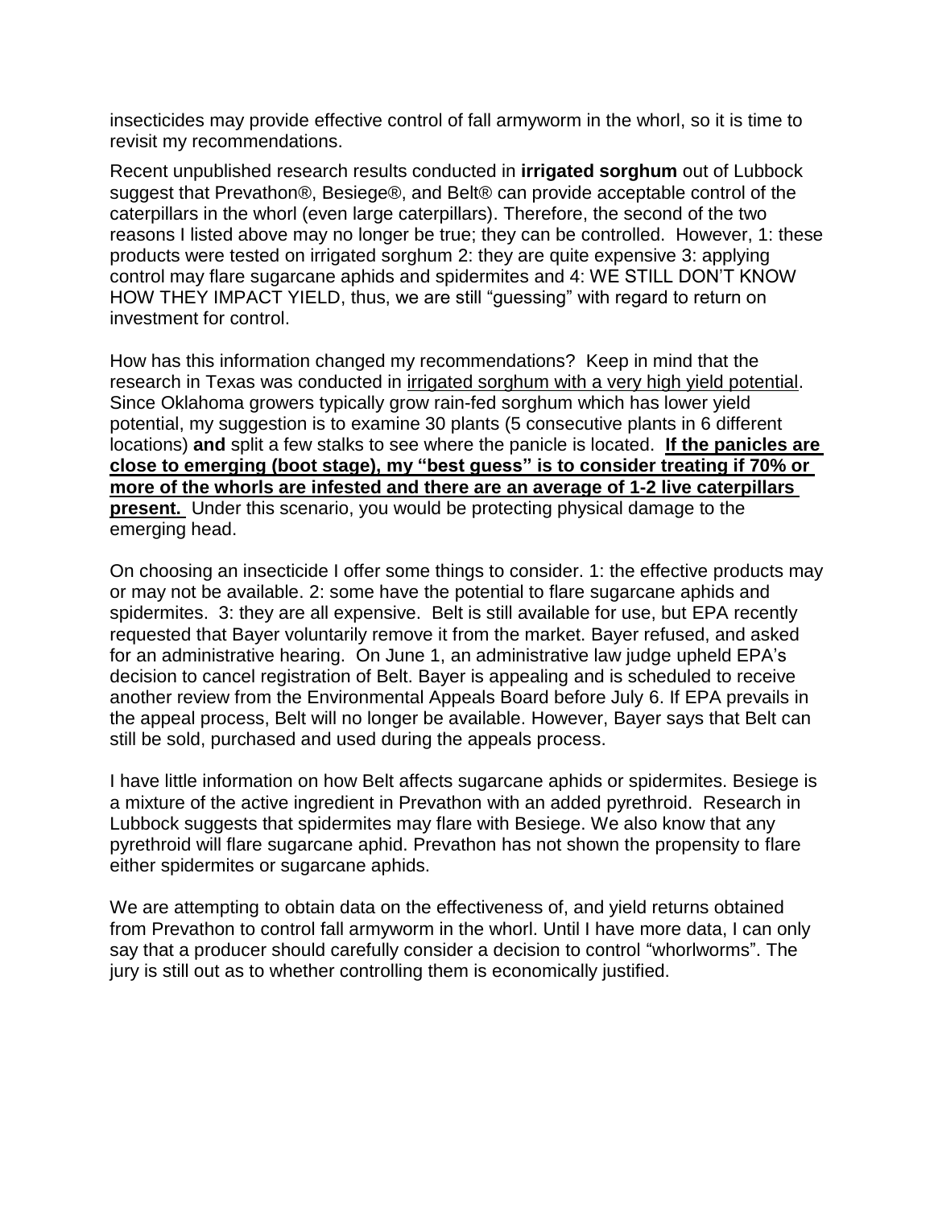insecticides may provide effective control of fall armyworm in the whorl, so it is time to revisit my recommendations.

Recent unpublished research results conducted in **irrigated sorghum** out of Lubbock suggest that Prevathon®, Besiege®, and Belt® can provide acceptable control of the caterpillars in the whorl (even large caterpillars). Therefore, the second of the two reasons I listed above may no longer be true; they can be controlled. However, 1: these products were tested on irrigated sorghum 2: they are quite expensive 3: applying control may flare sugarcane aphids and spidermites and 4: WE STILL DON'T KNOW HOW THEY IMPACT YIELD, thus, we are still "guessing" with regard to return on investment for control.

How has this information changed my recommendations? Keep in mind that the research in Texas was conducted in irrigated sorghum with a very high yield potential. Since Oklahoma growers typically grow rain-fed sorghum which has lower yield potential, my suggestion is to examine 30 plants (5 consecutive plants in 6 different locations) **and** split a few stalks to see where the panicle is located. **If the panicles are close to emerging (boot stage), my "best guess" is to consider treating if 70% or more of the whorls are infested and there are an average of 1-2 live caterpillars present.** Under this scenario, you would be protecting physical damage to the emerging head.

On choosing an insecticide I offer some things to consider. 1: the effective products may or may not be available. 2: some have the potential to flare sugarcane aphids and spidermites. 3: they are all expensive. Belt is still available for use, but EPA recently requested that Bayer voluntarily remove it from the market. Bayer refused, and asked for an administrative hearing. On June 1, an administrative law judge upheld EPA's decision to cancel registration of Belt. Bayer is appealing and is scheduled to receive another review from the Environmental Appeals Board before July 6. If EPA prevails in the appeal process, Belt will no longer be available. However, Bayer says that Belt can still be sold, purchased and used during the appeals process.

I have little information on how Belt affects sugarcane aphids or spidermites. Besiege is a mixture of the active ingredient in Prevathon with an added pyrethroid. Research in Lubbock suggests that spidermites may flare with Besiege. We also know that any pyrethroid will flare sugarcane aphid. Prevathon has not shown the propensity to flare either spidermites or sugarcane aphids.

We are attempting to obtain data on the effectiveness of, and yield returns obtained from Prevathon to control fall armyworm in the whorl. Until I have more data, I can only say that a producer should carefully consider a decision to control "whorlworms". The jury is still out as to whether controlling them is economically justified.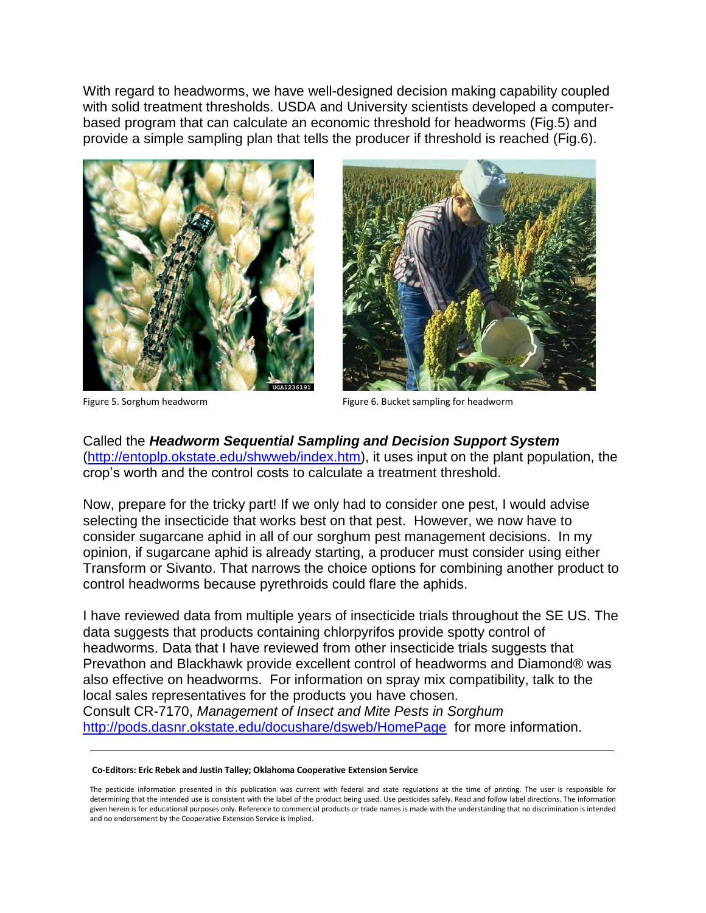With regard to headworms, we have well-designed decision making capability coupled with solid treatment thresholds. USDA and University scientists developed a computer-based program that can calculate an economic threshold for headworms (Fig.5) and provide a simple sampling plan that tells the producer if threshold is reached (Fig.6).

Figure 5. Sorghum headworm

Figure 6. Bucket sampling for headworm

Called the ***Headworm Sequential Sampling and Decision Support System*** (http://entoplp.okstate.edu/shwweb/index.htm), it uses input on the plant population, the crop's worth and the control costs to calculate a treatment threshold.

Now, prepare for the tricky part! If we only had to consider one pest, I would advise selecting the insecticide that works best on that pest. However, we now have to consider sugarcane aphid in all of our sorghum pest management decisions. In my opinion, if sugarcane aphid is already starting, a producer must consider using either Transform or Sivanto. That narrows the choice options for combining another product to control headworms because pyrethroids could flare the aphids.

I have reviewed data from multiple years of insecticide trials throughout the SE US. The data suggests that products containing chlorpyrifos provide spotty control of headworms. Data that I have reviewed from other insecticide trials suggests that Prevathon and Blackhawk provide excellent control of headworms and Diamond® was also effective on headworms. For information on spray mix compatibility, talk to the local sales representatives for the products you have chosen.
Consult CR-7170, *Management of Insect and Mite Pests in Sorghum* http://pods.dasnr.okstate.edu/docushare/dsweb/HomePage for more information.

---

**Co-Editors: Eric Rebek and Justin Talley; Oklahoma Cooperative Extension Service**

The pesticide information presented in this publication was current with federal and state regulations at the time of printing. The user is responsible for determining that the intended use is consistent with the label of the product being used. Use pesticides safely. Read and follow label directions. The information given herein is for educational purposes only. Reference to commercial products or trade names is made with the understanding that no discrimination is intended and no endorsement by the Cooperative Extension Service is implied.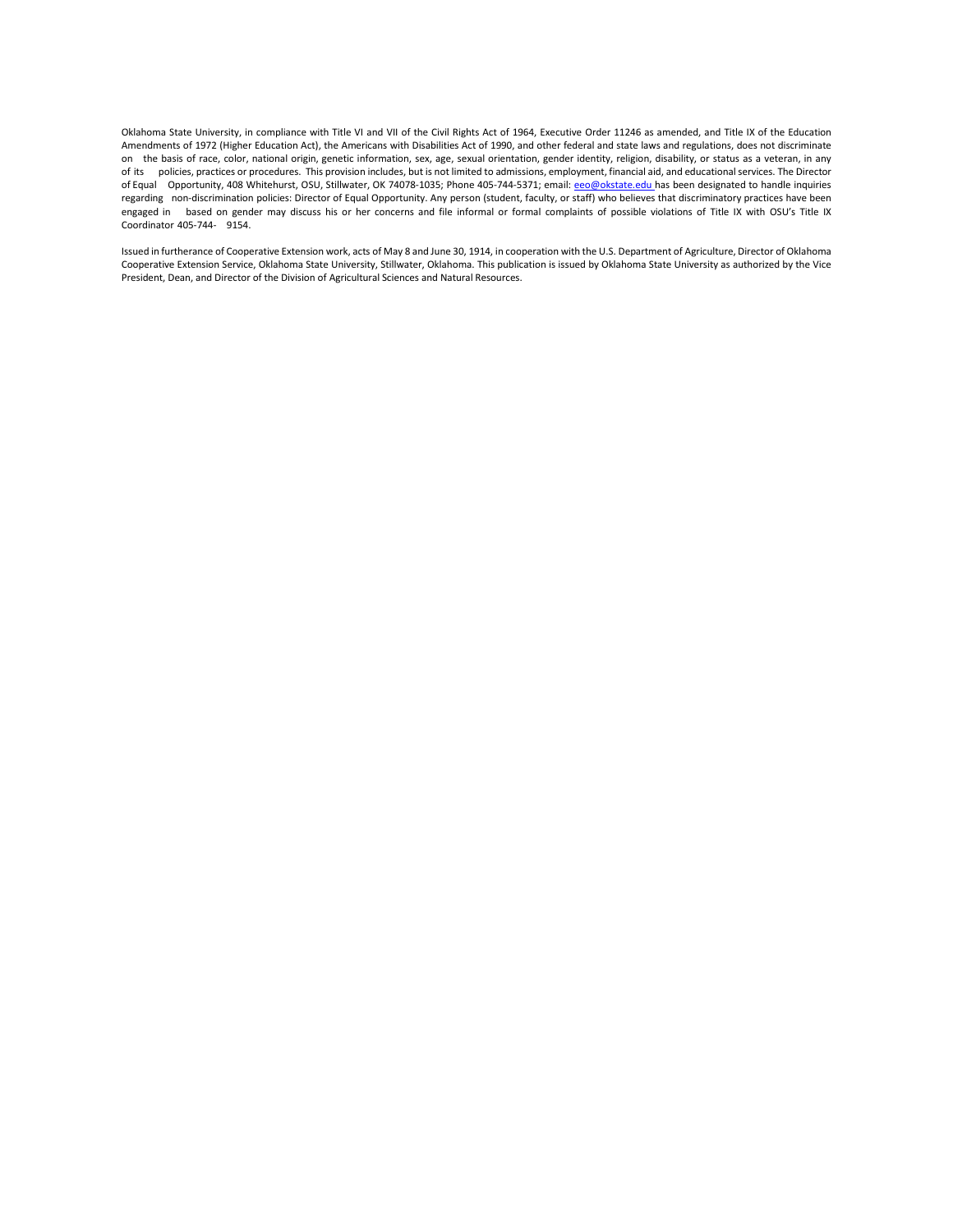Oklahoma State University, in compliance with Title VI and VII of the Civil Rights Act of 1964, Executive Order 11246 as amended, and Title IX of the Education Amendments of 1972 (Higher Education Act), the Americans with Disabilities Act of 1990, and other federal and state laws and regulations, does not discriminate on the basis of race, color, national origin, genetic information, sex, age, sexual orientation, gender identity, religion, disability, or status as a veteran, in any of its policies, practices or procedures. This provision includes, but is not limited to admissions, employment, financial aid, and educational services. The Director of Equal Opportunity, 408 Whitehurst, OSU, Stillwater, OK 74078-1035; Phone 405-744-5371; email: eeo@okstate.edu has been designated to handle inquiries regarding non-discrimination policies: Director of Equal Opportunity. Any person (student, faculty, or staff) who believes that discriminatory practices have been engaged in based on gender may discuss his or her concerns and file informal or formal complaints of possible violations of Title IX with OSU's Title IX Coordinator 405-744- 9154.

Issued in furtherance of Cooperative Extension work, acts of May 8 and June 30, 1914, in cooperation with the U.S. Department of Agriculture, Director of Oklahoma Cooperative Extension Service, Oklahoma State University, Stillwater, Oklahoma. This publication is issued by Oklahoma State University as authorized by the Vice President, Dean, and Director of the Division of Agricultural Sciences and Natural Resources.